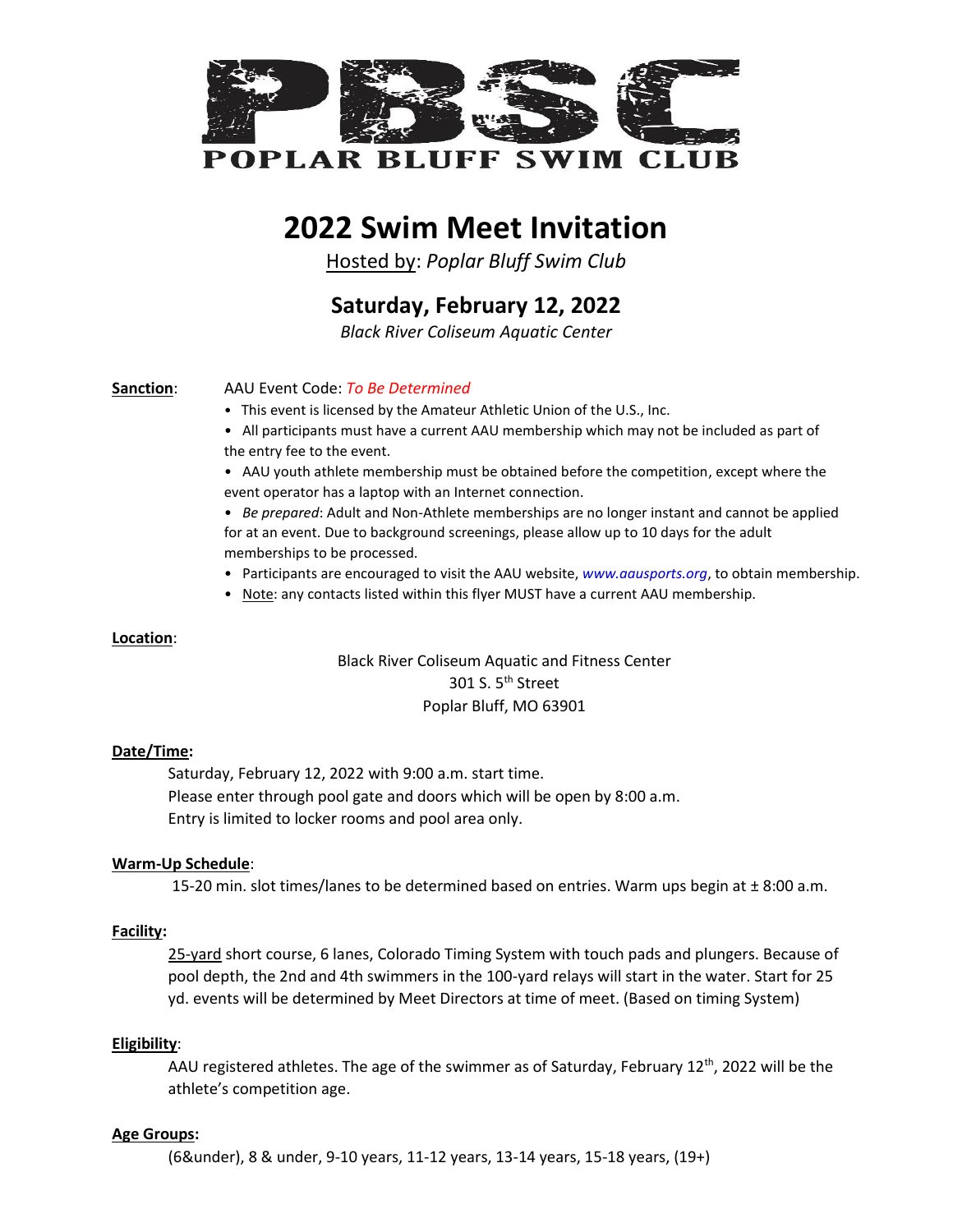# POPLAR BLUFF SWIM CLUB

# 2022 Swim Meet Invitation

Hosted by: *Poplar Bluff Swim Club*

## Saturday, February 12, 2022

*Black River Coliseum Aquatic Center*

**Sanction**: AAU Event Code: *To Be Determined*

- This event is licensed by the Amateur Athletic Union of the U.S., Inc.
- All participants must have a current AAU membership which may not be included as part of the entry fee to the event.
- AAU youth athlete membership must be obtained before the competition, except where the event operator has a laptop with an Internet connection.
- *Be prepared*: Adult and Non-Athlete memberships are no longer instant and cannot be applied for at an event. Due to background screenings, please allow up to 10 days for the adult memberships to be processed.
- Participants are encouraged to visit the AAU website, *www.aausports.org*, to obtain membership.
- Note: any contacts listed within this flyer MUST have a current AAU membership.

**Location**:

Black River Coliseum Aquatic and Fitness Center
301 S. 5th Street
Poplar Bluff, MO 63901

**Date/Time:**

Saturday, February 12, 2022 with 9:00 a.m. start time.
Please enter through pool gate and doors which will be open by 8:00 a.m.
Entry is limited to locker rooms and pool area only.

**Warm-Up Schedule**:

15-20 min. slot times/lanes to be determined based on entries. Warm ups begin at ± 8:00 a.m.

**Facility:**

25-yard short course, 6 lanes, Colorado Timing System with touch pads and plungers. Because of pool depth, the 2nd and 4th swimmers in the 100-yard relays will start in the water. Start for 25 yd. events will be determined by Meet Directors at time of meet. (Based on timing System)

**Eligibility**:

AAU registered athletes. The age of the swimmer as of Saturday, February 12th, 2022 will be the athlete's competition age.

**Age Groups:**

(6&under), 8 & under, 9-10 years, 11-12 years, 13-14 years, 15-18 years, (19+)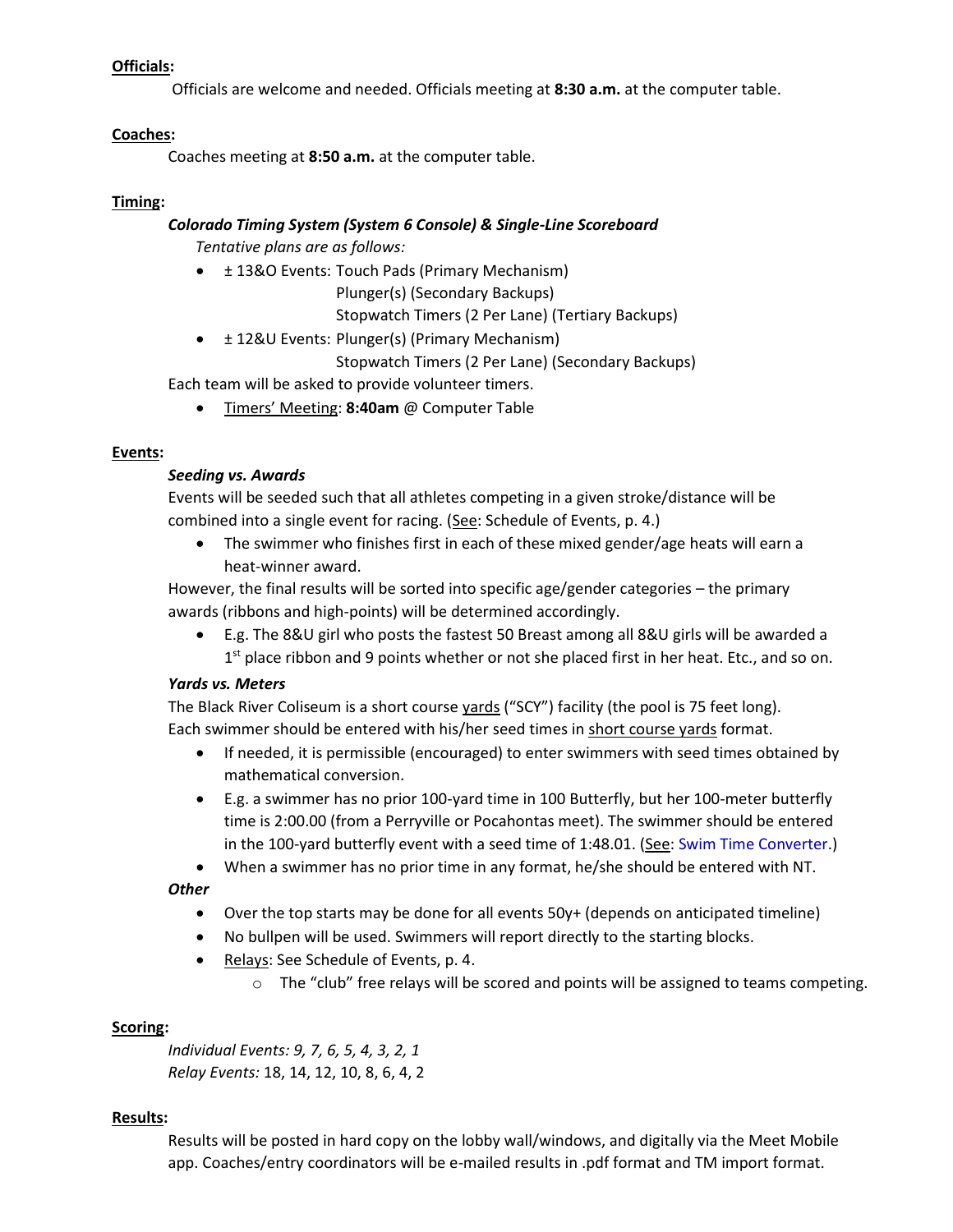**Officials:**

Officials are welcome and needed. Officials meeting at **8:30 a.m.** at the computer table.

**Coaches:**

Coaches meeting at **8:50 a.m.** at the computer table.

**Timing:**

***Colorado Timing System (System 6 Console) & Single-Line Scoreboard***

*Tentative plans are as follows:*

- ± 13&O Events: Touch Pads (Primary Mechanism)
  Plunger(s) (Secondary Backups)
  Stopwatch Timers (2 Per Lane) (Tertiary Backups)
- ± 12&U Events: Plunger(s) (Primary Mechanism)
  Stopwatch Timers (2 Per Lane) (Secondary Backups)

Each team will be asked to provide volunteer timers.

- Timers' Meeting: **8:40am** @ Computer Table

**Events:**

***Seeding vs. Awards***

Events will be seeded such that all athletes competing in a given stroke/distance will be combined into a single event for racing. (See: Schedule of Events, p. 4.)

- The swimmer who finishes first in each of these mixed gender/age heats will earn a heat-winner award.

However, the final results will be sorted into specific age/gender categories – the primary awards (ribbons and high-points) will be determined accordingly.

- E.g. The 8&U girl who posts the fastest 50 Breast among all 8&U girls will be awarded a 1st place ribbon and 9 points whether or not she placed first in her heat. Etc., and so on.

***Yards vs. Meters***

The Black River Coliseum is a short course yards ("SCY") facility (the pool is 75 feet long). Each swimmer should be entered with his/her seed times in short course yards format.

- If needed, it is permissible (encouraged) to enter swimmers with seed times obtained by mathematical conversion.
- E.g. a swimmer has no prior 100-yard time in 100 Butterfly, but her 100-meter butterfly time is 2:00.00 (from a Perryville or Pocahontas meet). The swimmer should be entered in the 100-yard butterfly event with a seed time of 1:48.01. (See: Swim Time Converter.)
- When a swimmer has no prior time in any format, he/she should be entered with NT.

***Other***

- Over the top starts may be done for all events 50y+ (depends on anticipated timeline)
- No bullpen will be used. Swimmers will report directly to the starting blocks.
- Relays: See Schedule of Events, p. 4.
  - The "club" free relays will be scored and points will be assigned to teams competing.

**Scoring:**

*Individual Events: 9, 7, 6, 5, 4, 3, 2, 1*

*Relay Events:* 18, 14, 12, 10, 8, 6, 4, 2

**Results:**

Results will be posted in hard copy on the lobby wall/windows, and digitally via the Meet Mobile app. Coaches/entry coordinators will be e-mailed results in .pdf format and TM import format.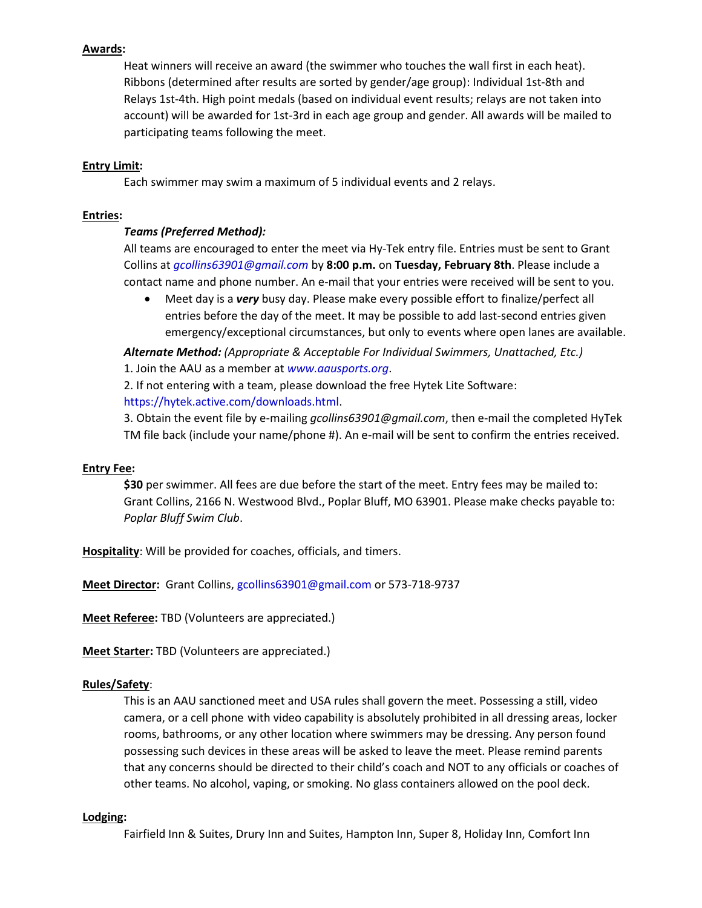**Awards:**

Heat winners will receive an award (the swimmer who touches the wall first in each heat). Ribbons (determined after results are sorted by gender/age group): Individual 1st-8th and Relays 1st-4th. High point medals (based on individual event results; relays are not taken into account) will be awarded for 1st-3rd in each age group and gender. All awards will be mailed to participating teams following the meet.

**Entry Limit:**

Each swimmer may swim a maximum of 5 individual events and 2 relays.

**Entries:**

***Teams (Preferred Method):***

All teams are encouraged to enter the meet via Hy-Tek entry file. Entries must be sent to Grant Collins at *gcollins63901@gmail.com* by **8:00 p.m.** on **Tuesday, February 8th**. Please include a contact name and phone number. An e-mail that your entries were received will be sent to you.

- Meet day is a ***very*** busy day. Please make every possible effort to finalize/perfect all entries before the day of the meet. It may be possible to add last-second entries given emergency/exceptional circumstances, but only to events where open lanes are available.

***Alternate Method:*** *(Appropriate & Acceptable For Individual Swimmers, Unattached, Etc.)*

1. Join the AAU as a member at *www.aausports.org*.
2. If not entering with a team, please download the free Hytek Lite Software: https://hytek.active.com/downloads.html.
3. Obtain the event file by e-mailing *gcollins63901@gmail.com*, then e-mail the completed HyTek TM file back (include your name/phone #). An e-mail will be sent to confirm the entries received.

**Entry Fee:**

**$30** per swimmer. All fees are due before the start of the meet. Entry fees may be mailed to: Grant Collins, 2166 N. Westwood Blvd., Poplar Bluff, MO 63901. Please make checks payable to: *Poplar Bluff Swim Club*.

**Hospitality**: Will be provided for coaches, officials, and timers.

**Meet Director:** Grant Collins, gcollins63901@gmail.com or 573-718-9737

**Meet Referee:** TBD (Volunteers are appreciated.)

**Meet Starter:** TBD (Volunteers are appreciated.)

**Rules/Safety**:

This is an AAU sanctioned meet and USA rules shall govern the meet. Possessing a still, video camera, or a cell phone with video capability is absolutely prohibited in all dressing areas, locker rooms, bathrooms, or any other location where swimmers may be dressing. Any person found possessing such devices in these areas will be asked to leave the meet. Please remind parents that any concerns should be directed to their child's coach and NOT to any officials or coaches of other teams. No alcohol, vaping, or smoking. No glass containers allowed on the pool deck.

**Lodging:**

Fairfield Inn & Suites, Drury Inn and Suites, Hampton Inn, Super 8, Holiday Inn, Comfort Inn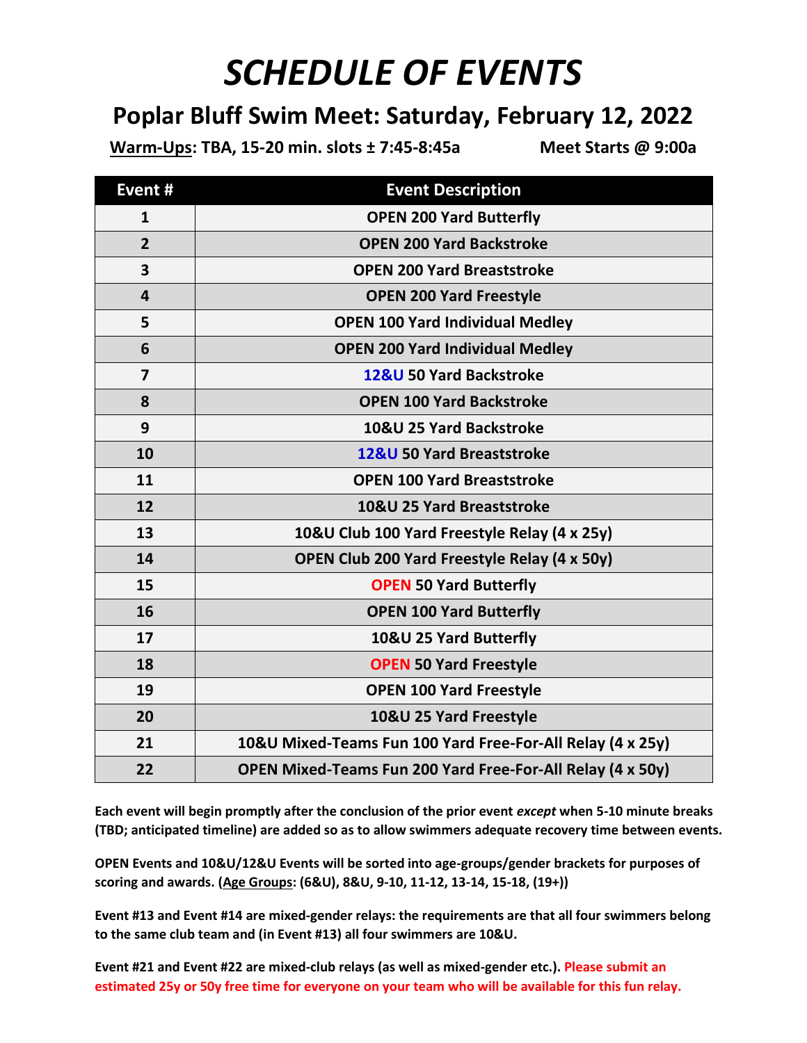# *SCHEDULE OF EVENTS*

## Poplar Bluff Swim Meet: Saturday, February 12, 2022

**Warm-Ups: TBA, 15-20 min. slots ± 7:45-8:45a** **Meet Starts @ 9:00a**

| Event # | Event Description |
|---|---|
| 1 | OPEN 200 Yard Butterfly |
| 2 | OPEN 200 Yard Backstroke |
| 3 | OPEN 200 Yard Breaststroke |
| 4 | OPEN 200 Yard Freestyle |
| 5 | OPEN 100 Yard Individual Medley |
| 6 | OPEN 200 Yard Individual Medley |
| 7 | 12&U 50 Yard Backstroke |
| 8 | OPEN 100 Yard Backstroke |
| 9 | 10&U 25 Yard Backstroke |
| 10 | 12&U 50 Yard Breaststroke |
| 11 | OPEN 100 Yard Breaststroke |
| 12 | 10&U 25 Yard Breaststroke |
| 13 | 10&U Club 100 Yard Freestyle Relay (4 x 25y) |
| 14 | OPEN Club 200 Yard Freestyle Relay (4 x 50y) |
| 15 | OPEN 50 Yard Butterfly |
| 16 | OPEN 100 Yard Butterfly |
| 17 | 10&U 25 Yard Butterfly |
| 18 | OPEN 50 Yard Freestyle |
| 19 | OPEN 100 Yard Freestyle |
| 20 | 10&U 25 Yard Freestyle |
| 21 | 10&U Mixed-Teams Fun 100 Yard Free-For-All Relay (4 x 25y) |
| 22 | OPEN Mixed-Teams Fun 200 Yard Free-For-All Relay (4 x 50y) |

**Each event will begin promptly after the conclusion of the prior event *except* when 5-10 minute breaks (TBD; anticipated timeline) are added so as to allow swimmers adequate recovery time between events.**

**OPEN Events and 10&U/12&U Events will be sorted into age-groups/gender brackets for purposes of scoring and awards. (Age Groups: (6&U), 8&U, 9-10, 11-12, 13-14, 15-18, (19+))**

**Event #13 and Event #14 are mixed-gender relays: the requirements are that all four swimmers belong to the same club team and (in Event #13) all four swimmers are 10&U.**

**Event #21 and Event #22 are mixed-club relays (as well as mixed-gender etc.). Please submit an estimated 25y or 50y free time for everyone on your team who will be available for this fun relay.**